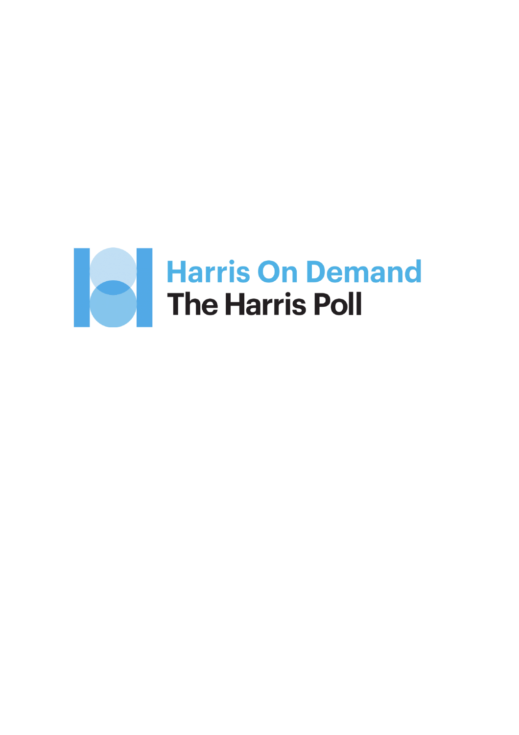Harris On Demand

The Harris Poll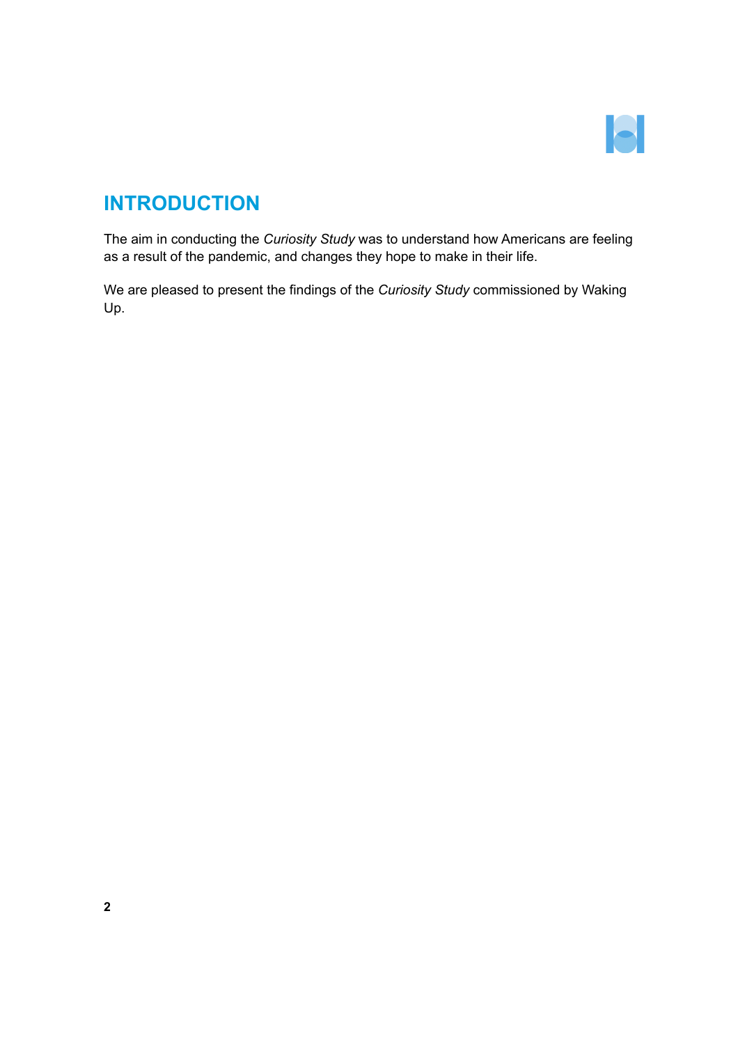# INTRODUCTION

The aim in conducting the *Curiosity Study* was to understand how Americans are feeling as a result of the pandemic, and changes they hope to make in their life.

We are pleased to present the findings of the *Curiosity Study* commissioned by Waking Up.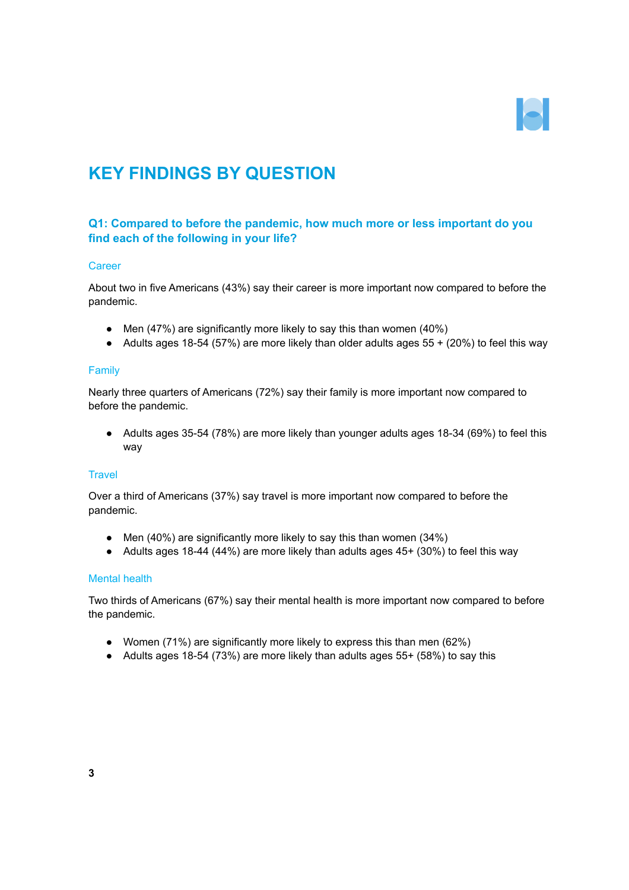# KEY FINDINGS BY QUESTION

## Q1: Compared to before the pandemic, how much more or less important do you find each of the following in your life?

### Career

About two in five Americans (43%) say their career is more important now compared to before the pandemic.

- Men (47%) are significantly more likely to say this than women (40%)
- Adults ages 18-54 (57%) are more likely than older adults ages 55 + (20%) to feel this way

### Family

Nearly three quarters of Americans (72%) say their family is more important now compared to before the pandemic.

- Adults ages 35-54 (78%) are more likely than younger adults ages 18-34 (69%) to feel this way

### Travel

Over a third of Americans (37%) say travel is more important now compared to before the pandemic.

- Men (40%) are significantly more likely to say this than women (34%)
- Adults ages 18-44 (44%) are more likely than adults ages 45+ (30%) to feel this way

### Mental health

Two thirds of Americans (67%) say their mental health is more important now compared to before the pandemic.

- Women (71%) are significantly more likely to express this than men (62%)
- Adults ages 18-54 (73%) are more likely than adults ages 55+ (58%) to say this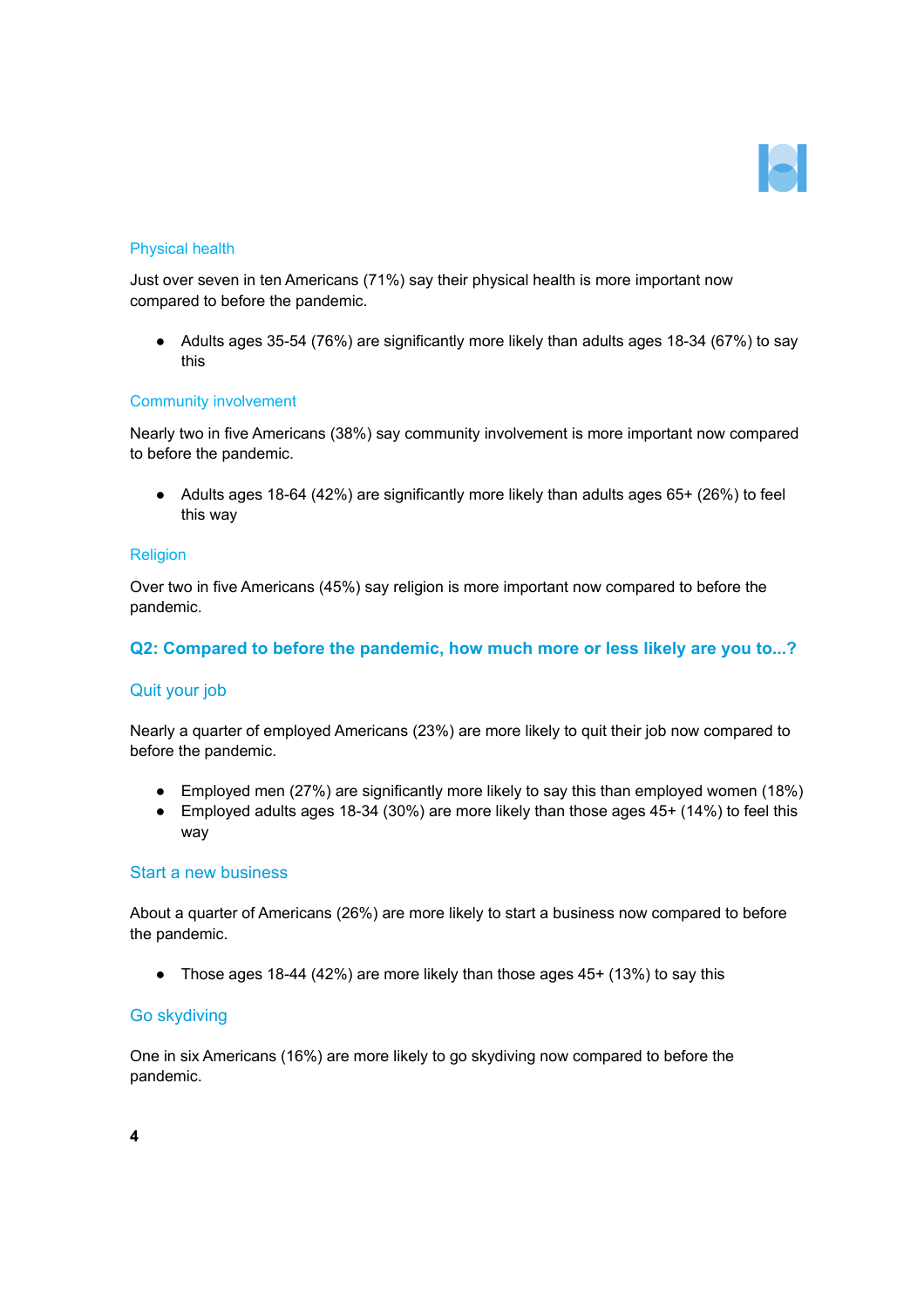### Physical health

Just over seven in ten Americans (71%) say their physical health is more important now compared to before the pandemic.

- Adults ages 35-54 (76%) are significantly more likely than adults ages 18-34 (67%) to say this

### Community involvement

Nearly two in five Americans (38%) say community involvement is more important now compared to before the pandemic.

- Adults ages 18-64 (42%) are significantly more likely than adults ages 65+ (26%) to feel this way

### Religion

Over two in five Americans (45%) say religion is more important now compared to before the pandemic.

## Q2: Compared to before the pandemic, how much more or less likely are you to...?

### Quit your job

Nearly a quarter of employed Americans (23%) are more likely to quit their job now compared to before the pandemic.

- Employed men (27%) are significantly more likely to say this than employed women (18%)
- Employed adults ages 18-34 (30%) are more likely than those ages 45+ (14%) to feel this way

### Start a new business

About a quarter of Americans (26%) are more likely to start a business now compared to before the pandemic.

- Those ages 18-44 (42%) are more likely than those ages 45+ (13%) to say this

### Go skydiving

One in six Americans (16%) are more likely to go skydiving now compared to before the pandemic.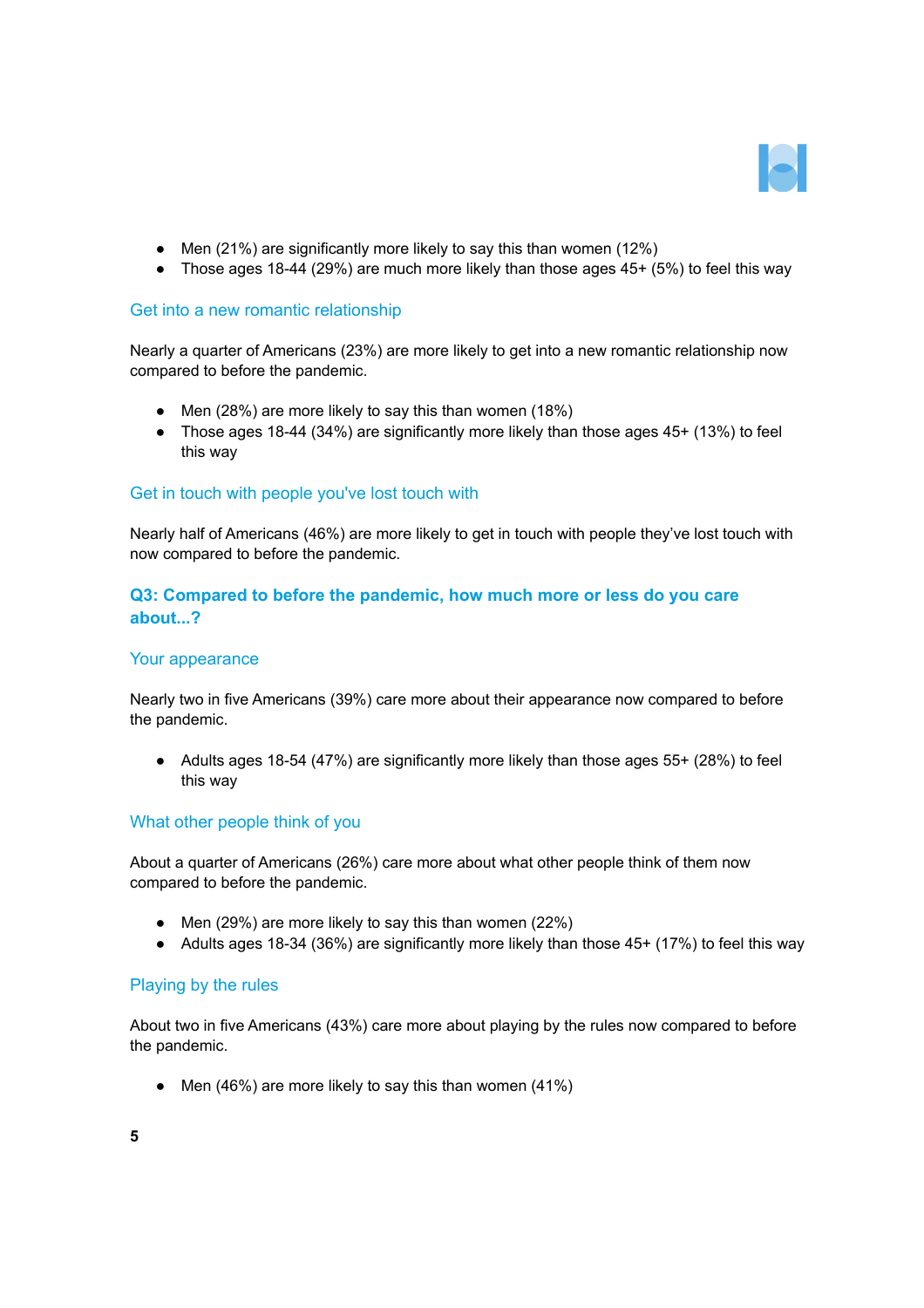- Men (21%) are significantly more likely to say this than women (12%)
- Those ages 18-44 (29%) are much more likely than those ages 45+ (5%) to feel this way

### Get into a new romantic relationship

Nearly a quarter of Americans (23%) are more likely to get into a new romantic relationship now compared to before the pandemic.

- Men (28%) are more likely to say this than women (18%)
- Those ages 18-44 (34%) are significantly more likely than those ages 45+ (13%) to feel this way

### Get in touch with people you've lost touch with

Nearly half of Americans (46%) are more likely to get in touch with people they've lost touch with now compared to before the pandemic.

## Q3: Compared to before the pandemic, how much more or less do you care about...?

### Your appearance

Nearly two in five Americans (39%) care more about their appearance now compared to before the pandemic.

- Adults ages 18-54 (47%) are significantly more likely than those ages 55+ (28%) to feel this way

### What other people think of you

About a quarter of Americans (26%) care more about what other people think of them now compared to before the pandemic.

- Men (29%) are more likely to say this than women (22%)
- Adults ages 18-34 (36%) are significantly more likely than those 45+ (17%) to feel this way

### Playing by the rules

About two in five Americans (43%) care more about playing by the rules now compared to before the pandemic.

- Men (46%) are more likely to say this than women (41%)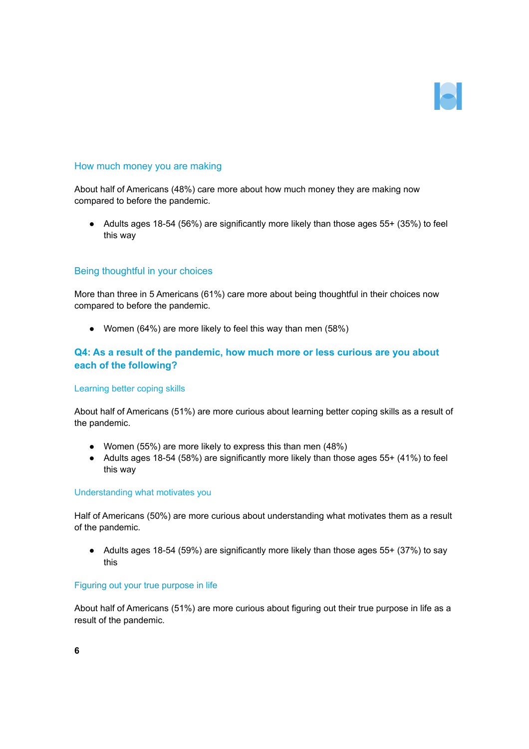### How much money you are making

About half of Americans (48%) care more about how much money they are making now compared to before the pandemic.

- Adults ages 18-54 (56%) are significantly more likely than those ages 55+ (35%) to feel this way

### Being thoughtful in your choices

More than three in 5 Americans (61%) care more about being thoughtful in their choices now compared to before the pandemic.

- Women (64%) are more likely to feel this way than men (58%)

## Q4: As a result of the pandemic, how much more or less curious are you about each of the following?

### Learning better coping skills

About half of Americans (51%) are more curious about learning better coping skills as a result of the pandemic.

- Women (55%) are more likely to express this than men (48%)
- Adults ages 18-54 (58%) are significantly more likely than those ages 55+ (41%) to feel this way

### Understanding what motivates you

Half of Americans (50%) are more curious about understanding what motivates them as a result of the pandemic.

- Adults ages 18-54 (59%) are significantly more likely than those ages 55+ (37%) to say this

### Figuring out your true purpose in life

About half of Americans (51%) are more curious about figuring out their true purpose in life as a result of the pandemic.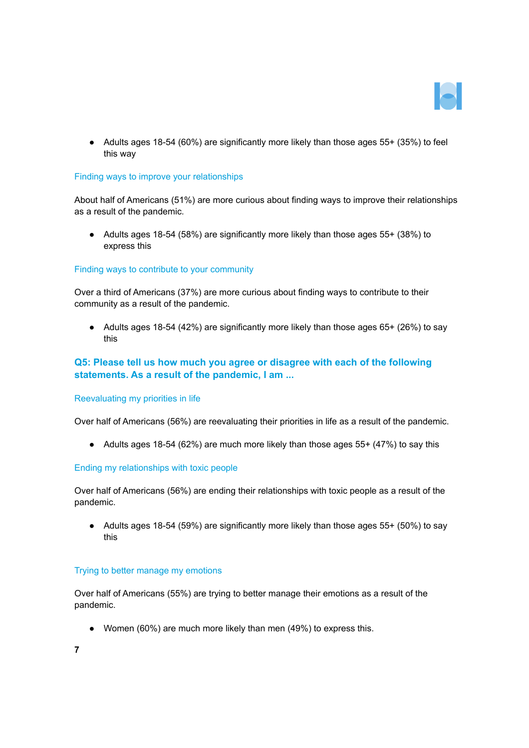- Adults ages 18-54 (60%) are significantly more likely than those ages 55+ (35%) to feel this way

### Finding ways to improve your relationships

About half of Americans (51%) are more curious about finding ways to improve their relationships as a result of the pandemic.

- Adults ages 18-54 (58%) are significantly more likely than those ages 55+ (38%) to express this

### Finding ways to contribute to your community

Over a third of Americans (37%) are more curious about finding ways to contribute to their community as a result of the pandemic.

- Adults ages 18-54 (42%) are significantly more likely than those ages 65+ (26%) to say this

## Q5: Please tell us how much you agree or disagree with each of the following statements. As a result of the pandemic, I am ...

### Reevaluating my priorities in life

Over half of Americans (56%) are reevaluating their priorities in life as a result of the pandemic.

- Adults ages 18-54 (62%) are much more likely than those ages 55+ (47%) to say this

### Ending my relationships with toxic people

Over half of Americans (56%) are ending their relationships with toxic people as a result of the pandemic.

- Adults ages 18-54 (59%) are significantly more likely than those ages 55+ (50%) to say this

### Trying to better manage my emotions

Over half of Americans (55%) are trying to better manage their emotions as a result of the pandemic.

- Women (60%) are much more likely than men (49%) to express this.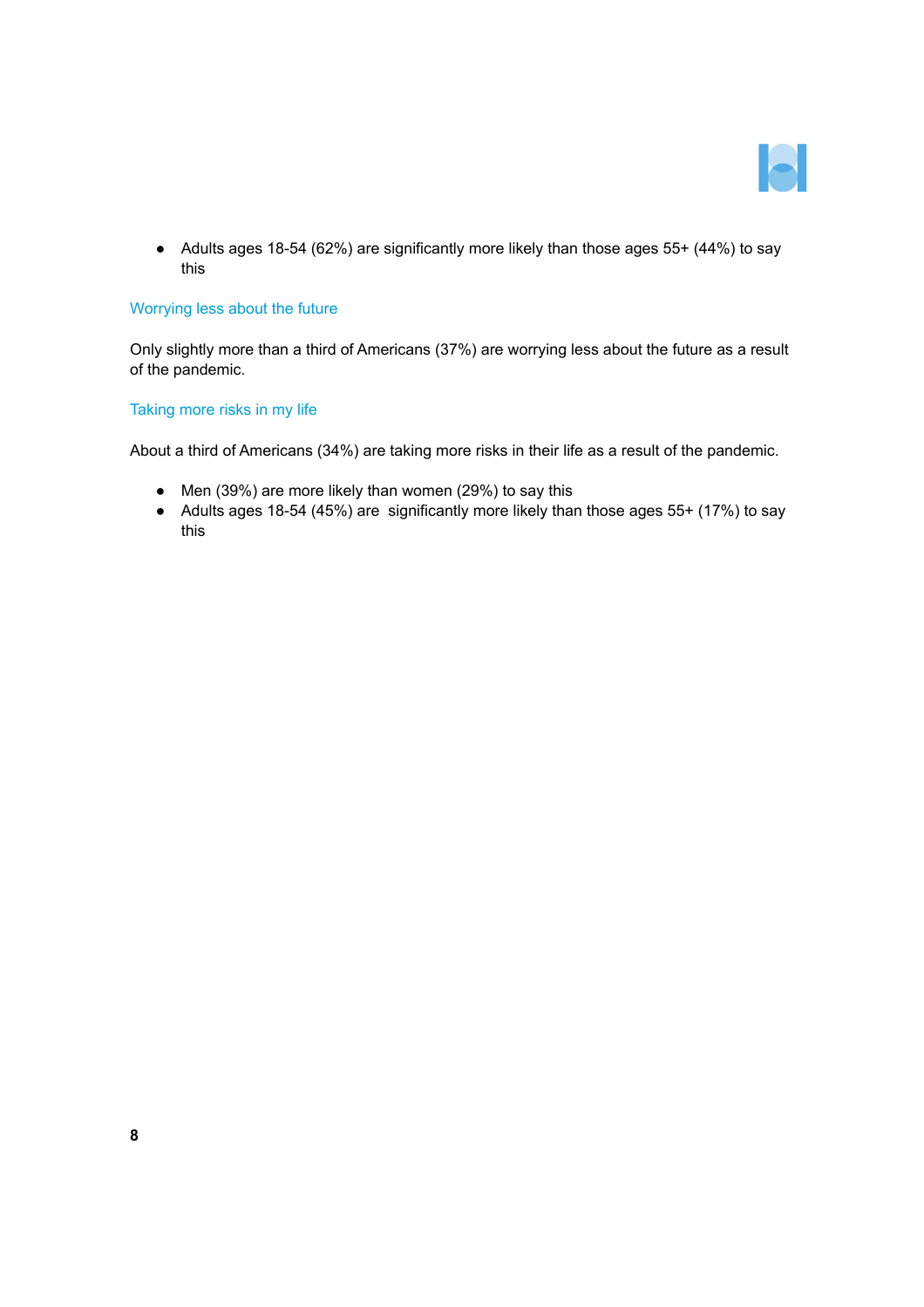- Adults ages 18-54 (62%) are significantly more likely than those ages 55+ (44%) to say this

### Worrying less about the future

Only slightly more than a third of Americans (37%) are worrying less about the future as a result of the pandemic.

### Taking more risks in my life

About a third of Americans (34%) are taking more risks in their life as a result of the pandemic.

- Men (39%) are more likely than women (29%) to say this
- Adults ages 18-54 (45%) are significantly more likely than those ages 55+ (17%) to say this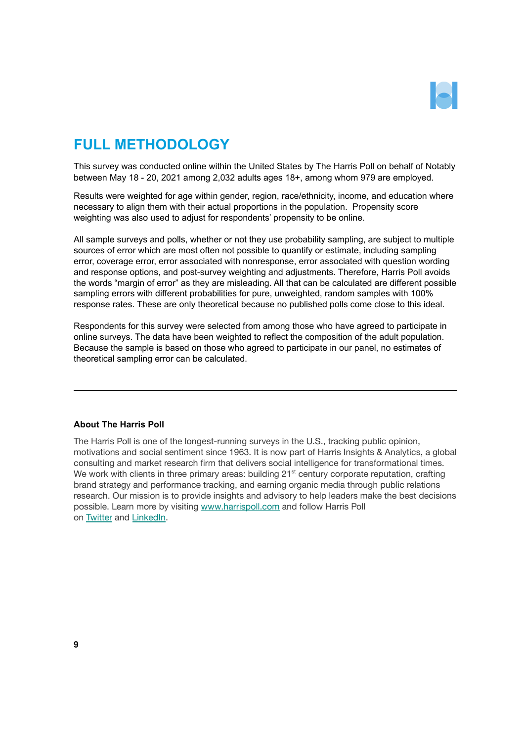# FULL METHODOLOGY

This survey was conducted online within the United States by The Harris Poll on behalf of Notably between May 18 - 20, 2021 among 2,032 adults ages 18+, among whom 979 are employed.

Results were weighted for age within gender, region, race/ethnicity, income, and education where necessary to align them with their actual proportions in the population. Propensity score weighting was also used to adjust for respondents' propensity to be online.

All sample surveys and polls, whether or not they use probability sampling, are subject to multiple sources of error which are most often not possible to quantify or estimate, including sampling error, coverage error, error associated with nonresponse, error associated with question wording and response options, and post-survey weighting and adjustments. Therefore, Harris Poll avoids the words "margin of error" as they are misleading. All that can be calculated are different possible sampling errors with different probabilities for pure, unweighted, random samples with 100% response rates. These are only theoretical because no published polls come close to this ideal.

Respondents for this survey were selected from among those who have agreed to participate in online surveys. The data have been weighted to reflect the composition of the adult population. Because the sample is based on those who agreed to participate in our panel, no estimates of theoretical sampling error can be calculated.

---

**About The Harris Poll**

The Harris Poll is one of the longest-running surveys in the U.S., tracking public opinion, motivations and social sentiment since 1963. It is now part of Harris Insights & Analytics, a global consulting and market research firm that delivers social intelligence for transformational times. We work with clients in three primary areas: building 21st century corporate reputation, crafting brand strategy and performance tracking, and earning organic media through public relations research. Our mission is to provide insights and advisory to help leaders make the best decisions possible. Learn more by visiting [www.harrispoll.com](www.harrispoll.com) and follow Harris Poll on [Twitter]() and [LinkedIn]().